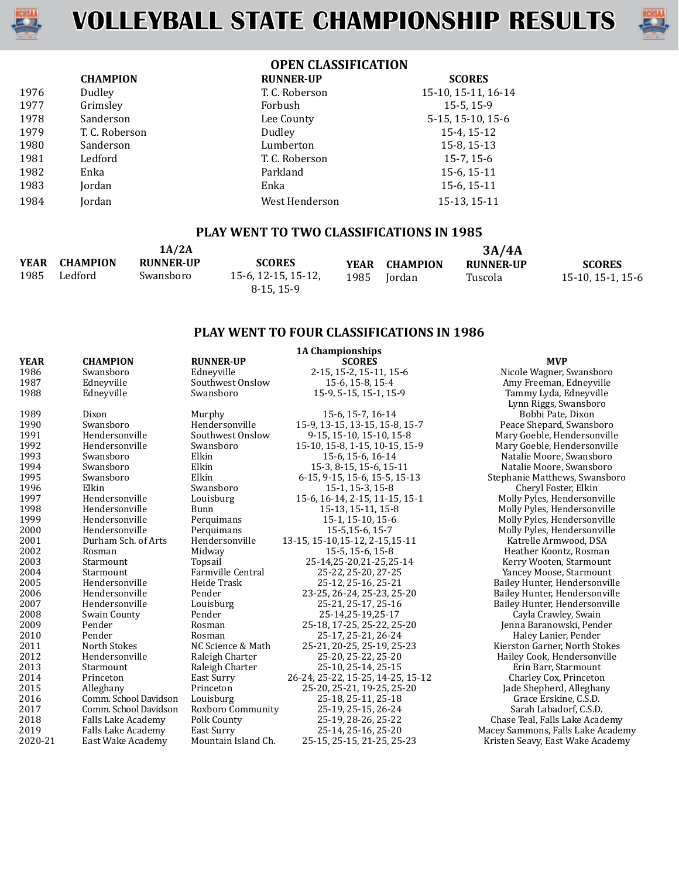# VOLLEYBALL STATE CHAMPIONSHIP RESULTS

## OPEN CLASSIFICATION

| | CHAMPION | RUNNER-UP | SCORES |
|---|---|---|---|
| 1976 | Dudley | T. C. Roberson | 15-10, 15-11, 16-14 |
| 1977 | Grimsley | Forbush | 15-5, 15-9 |
| 1978 | Sanderson | Lee County | 5-15, 15-10, 15-6 |
| 1979 | T. C. Roberson | Dudley | 15-4, 15-12 |
| 1980 | Sanderson | Lumberton | 15-8, 15-13 |
| 1981 | Ledford | T. C. Roberson | 15-7, 15-6 |
| 1982 | Enka | Parkland | 15-6, 15-11 |
| 1983 | Jordan | Enka | 15-6, 15-11 |
| 1984 | Jordan | West Henderson | 15-13, 15-11 |

## PLAY WENT TO TWO CLASSIFICATIONS IN 1985

**1A/2A**

| YEAR | CHAMPION | RUNNER-UP | SCORES |
|---|---|---|---|
| 1985 | Ledford | Swansboro | 15-6, 12-15, 15-12, 8-15, 15-9 |

**3A/4A**

| YEAR | CHAMPION | RUNNER-UP | SCORES |
|---|---|---|---|
| 1985 | Jordan | Tuscola | 15-10, 15-1, 15-6 |

## PLAY WENT TO FOUR CLASSIFICATIONS IN 1986

### 1A Championships

| YEAR | CHAMPION | RUNNER-UP | SCORES | MVP |
|---|---|---|---|---|
| 1986 | Swansboro | Edneyville | 2-15, 15-2, 15-11, 15-6 | Nicole Wagner, Swansboro |
| 1987 | Edneyville | Southwest Onslow | 15-6, 15-8, 15-4 | Amy Freeman, Edneyville |
| 1988 | Edneyville | Swansboro | 15-9, 5-15, 15-1, 15-9 | Tammy Lyda, Edneyville; Lynn Riggs, Swansboro |
| 1989 | Dixon | Murphy | 15-6, 15-7, 16-14 | Bobbi Pate, Dixon |
| 1990 | Swansboro | Hendersonville | 15-9, 13-15, 13-15, 15-8, 15-7 | Peace Shepard, Swansboro |
| 1991 | Hendersonville | Southwest Onslow | 9-15, 15-10, 15-10, 15-8 | Mary Goeble, Hendersonville |
| 1992 | Hendersonville | Swansboro | 15-10, 15-8, 1-15, 10-15, 15-9 | Mary Goeble, Hendersonville |
| 1993 | Swansboro | Elkin | 15-6, 15-6, 16-14 | Natalie Moore, Swansboro |
| 1994 | Swansboro | Elkin | 15-3, 8-15, 15-6, 15-11 | Natalie Moore, Swansboro |
| 1995 | Swansboro | Elkin | 6-15, 9-15, 15-6, 15-5, 15-13 | Stephanie Matthews, Swansboro |
| 1996 | Elkin | Swansboro | 15-1, 15-3, 15-8 | Cheryl Foster, Elkin |
| 1997 | Hendersonville | Louisburg | 15-6, 16-14, 2-15, 11-15, 15-1 | Molly Pyles, Hendersonville |
| 1998 | Hendersonville | Bunn | 15-13, 15-11, 15-8 | Molly Pyles, Hendersonville |
| 1999 | Hendersonville | Perquimans | 15-1, 15-10, 15-6 | Molly Pyles, Hendersonville |
| 2000 | Hendersonville | Perquimans | 15-5,15-6, 15-7 | Molly Pyles, Hendersonville |
| 2001 | Durham Sch. of Arts | Hendersonville | 13-15, 15-10,15-12, 2-15,15-11 | Katrelle Armwood, DSA |
| 2002 | Rosman | Midway | 15-5, 15-6, 15-8 | Heather Koontz, Rosman |
| 2003 | Starmount | Topsail | 25-14,25-20,21-25,25-14 | Kerry Wooten, Starmount |
| 2004 | Starmount | Farmville Central | 25-22, 25-20, 27-25 | Yancey Moose, Starmount |
| 2005 | Hendersonville | Heide Trask | 25-12, 25-16, 25-21 | Bailey Hunter, Hendersonville |
| 2006 | Hendersonville | Pender | 23-25, 26-24, 25-23, 25-20 | Bailey Hunter, Hendersonville |
| 2007 | Hendersonville | Louisburg | 25-21, 25-17, 25-16 | Bailey Hunter, Hendersonville |
| 2008 | Swain County | Pender | 25-14,25-19,25-17 | Cayla Crawley, Swain |
| 2009 | Pender | Rosman | 25-18, 17-25, 25-22, 25-20 | Jenna Baranowski, Pender |
| 2010 | Pender | Rosman | 25-17, 25-21, 26-24 | Haley Lanier, Pender |
| 2011 | North Stokes | NC Science & Math | 25-21, 20-25, 25-19, 25-23 | Kierston Garner, North Stokes |
| 2012 | Hendersonville | Raleigh Charter | 25-20, 25-22, 25-20 | Hailey Cook, Hendersonville |
| 2013 | Starmount | Raleigh Charter | 25-10, 25-14, 25-15 | Erin Barr, Starmount |
| 2014 | Princeton | East Surry | 26-24, 25-22, 15-25, 14-25, 15-12 | Charley Cox, Princeton |
| 2015 | Alleghany | Princeton | 25-20, 25-21, 19-25, 25-20 | Jade Shepherd, Alleghany |
| 2016 | Comm. School Davidson | Louisburg | 25-18, 25-11, 25-18 | Grace Erskine, C.S.D. |
| 2017 | Comm. School Davidson | Roxboro Community | 25-19, 25-15, 26-24 | Sarah Labadorf, C.S.D. |
| 2018 | Falls Lake Academy | Polk County | 25-19, 28-26, 25-22 | Chase Teal, Falls Lake Academy |
| 2019 | Falls Lake Academy | East Surry | 25-14, 25-16, 25-20 | Macey Sammons, Falls Lake Academy |
| 2020-21 | East Wake Academy | Mountain Island Ch. | 25-15, 25-15, 21-25, 25-23 | Kristen Seavy, East Wake Academy |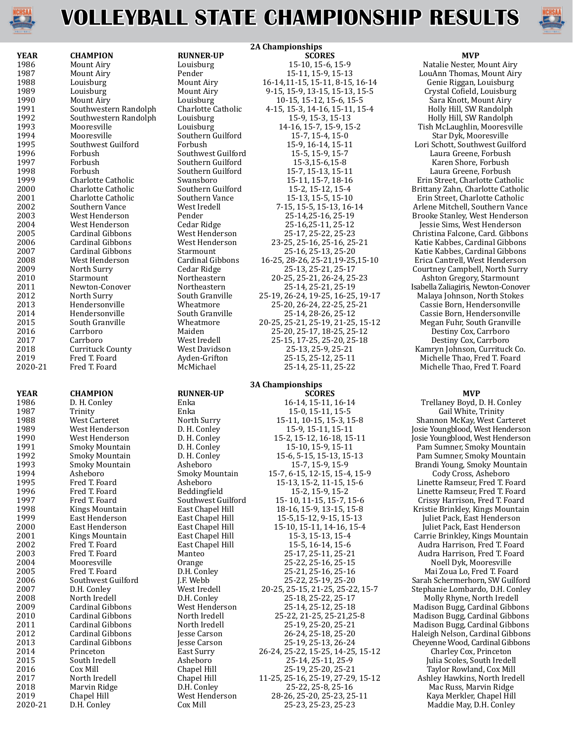# VOLLEYBALL STATE CHAMPIONSHIP RESULTS

## 2A Championships

| YEAR | CHAMPION | RUNNER-UP | SCORES | MVP |
|---|---|---|---|---|
| 1986 | Mount Airy | Louisburg | 15-10, 15-6, 15-9 | Natalie Nester, Mount Airy |
| 1987 | Mount Airy | Pender | 15-11, 15-9, 15-13 | LouAnn Thomas, Mount Airy |
| 1988 | Louisburg | Mount Airy | 16-14,11-15, 15-11, 8-15, 16-14 | Genie Riggan, Louisburg |
| 1989 | Louisburg | Mount Airy | 9-15, 15-9, 13-15, 15-13, 15-5 | Crystal Cofield, Louisburg |
| 1990 | Mount Airy | Louisburg | 10-15, 15-12, 15-6, 15-5 | Sara Knott, Mount Airy |
| 1991 | Southwestern Randolph | Charlotte Catholic | 4-15, 15-3, 14-16, 15-11, 15-4 | Holly Hill, SW Randolph |
| 1992 | Southwestern Randolph | Louisburg | 15-9, 15-3, 15-13 | Holly Hill, SW Randolph |
| 1993 | Mooresville | Louisburg | 14-16, 15-7, 15-9, 15-2 | Tish McLaughlin, Mooresville |
| 1994 | Mooresville | Southern Guilford | 15-7, 15-4, 15-0 | Star Dyk, Mooresville |
| 1995 | Southwest Guilford | Forbush | 15-9, 16-14, 15-11 | Lori Schott, Southwest Guilford |
| 1996 | Forbush | Southwest Guilford | 15-5, 15-9, 15-7 | Laura Greene, Forbush |
| 1997 | Forbush | Southern Guilford | 15-3,15-6,15-8 | Karen Shore, Forbush |
| 1998 | Forbush | Southern Guilford | 15-7, 15-13, 15-11 | Laura Greene, Forbush |
| 1999 | Charlotte Catholic | Swansboro | 15-11, 15-7, 18-16 | Erin Street, Charlotte Catholic |
| 2000 | Charlotte Catholic | Southern Guilford | 15-2, 15-12, 15-4 | Brittany Zahn, Charlotte Catholic |
| 2001 | Charlotte Catholic | Southern Vance | 15-13, 15-5, 15-10 | Erin Street, Charlotte Catholic |
| 2002 | Southern Vance | West Iredell | 7-15, 15-5, 15-13, 16-14 | Arlene Mitchell, Southern Vance |
| 2003 | West Henderson | Pender | 25-14,25-16, 25-19 | Brooke Stanley, West Henderson |
| 2004 | West Henderson | Cedar Ridge | 25-16,25-11, 25-12 | Jessie Sims, West Henderson |
| 2005 | Cardinal Gibbons | West Henderson | 25-17, 25-22, 25-23 | Christina Falcone, Card. Gibbons |
| 2006 | Cardinal Gibbons | West Henderson | 23-25, 25-16, 25-16, 25-21 | Katie Kabbes, Cardinal Gibbons |
| 2007 | Cardinal Gibbons | Starmount | 25-16, 25-13, 25-20 | Katie Kabbes, Cardinal Gibbons |
| 2008 | West Henderson | Cardinal Gibbons | 16-25, 28-26, 25-21,19-25,15-10 | Erica Cantrell, West Henderson |
| 2009 | North Surry | Cedar Ridge | 25-13, 25-21, 25-17 | Courtney Campbell, North Surry |
| 2010 | Starmount | Northeastern | 20-25, 25-21, 26-24, 25-23 | Ashton Gregory, Starmount |
| 2011 | Newton-Conover | Northeastern | 25-14, 25-21, 25-19 | Isabella Zaliagiris, Newton-Conover |
| 2012 | North Surry | South Granville | 25-19, 26-24, 19-25, 16-25, 19-17 | Malaya Johnson, North Stokes |
| 2013 | Hendersonville | Wheatmore | 25-20, 26-24, 22-25, 25-21 | Cassie Born, Hendersonville |
| 2014 | Hendersonville | South Granville | 25-14, 28-26, 25-12 | Cassie Born, Hendersonville |
| 2015 | South Granville | Wheatmore | 20-25, 25-21, 25-19, 21-25, 15-12 | Megan Fuhr, South Granville |
| 2016 | Carrboro | Maiden | 25-20, 25-17, 18-25, 25-12 | Destiny Cox, Carrboro |
| 2017 | Carrboro | West Iredell | 25-15, 17-25, 25-20, 25-18 | Destiny Cox, Carrboro |
| 2018 | Currituck County | West Davidson | 25-13, 25-9, 25-21 | Kamryn Johnson, Currituck Co. |
| 2019 | Fred T. Foard | Ayden-Grifton | 25-15, 25-12, 25-11 | Michelle Thao, Fred T. Foard |
| 2020-21 | Fred T. Foard | McMichael | 25-14, 25-11, 25-22 | Michelle Thao, Fred T. Foard |

## 3A Championships

| YEAR | CHAMPION | RUNNER-UP | SCORES | MVP |
|---|---|---|---|---|
| 1986 | D. H. Conley | Enka | 16-14, 15-11, 16-14 | Trellaney Boyd, D. H. Conley |
| 1987 | Trinity | Enka | 15-0, 15-11, 15-5 | Gail White, Trinity |
| 1988 | West Carteret | North Surry | 15-11, 10-15, 15-3, 15-8 | Shannon McKay, West Carteret |
| 1989 | West Henderson | D. H. Conley | 15-9, 15-11, 15-11 | Josie Youngblood, West Henderson |
| 1990 | West Henderson | D. H. Conley | 15-2, 15-12, 16-18, 15-11 | Josie Youngblood, West Henderson |
| 1991 | Smoky Mountain | D. H. Conley | 15-10, 15-9, 15-11 | Pam Sumner, Smoky Mountain |
| 1992 | Smoky Mountain | D. H. Conley | 15-6, 5-15, 15-13, 15-13 | Pam Sumner, Smoky Mountain |
| 1993 | Smoky Mountain | Asheboro | 15-7, 15-9, 15-9 | Brandi Young, Smoky Mountain |
| 1994 | Asheboro | Smoky Mountain | 15-7, 6-15, 12-15, 15-4, 15-9 | Cody Cross, Asheboro |
| 1995 | Fred T. Foard | Asheboro | 15-13, 15-2, 11-15, 15-6 | Linette Ramseur, Fred T. Foard |
| 1996 | Fred T. Foard | Beddingfield | 15-2, 15-9, 15-2 | Linette Ramseur, Fred T. Foard |
| 1997 | Fred T. Foard | Southwest Guilford | 15- 10, 11-15, 15-7, 15-6 | Crissy Harrison, Fred T. Foard |
| 1998 | Kings Mountain | East Chapel Hill | 18-16, 15-9, 13-15, 15-8 | Kristie Brinkley, Kings Mountain |
| 1999 | East Henderson | East Chapel Hill | 15-5,15-12, 9-15, 15-13 | Juliet Pack, East Henderson |
| 2000 | East Henderson | East Chapel Hill | 15-10, 15-11, 14-16, 15-4 | Juliet Pack, East Henderson |
| 2001 | Kings Mountain | East Chapel Hill | 15-3, 15-13, 15-4 | Carrie Brinkley, Kings Mountain |
| 2002 | Fred T. Foard | East Chapel Hill | 15-5, 16-14, 15-6 | Audra Harrison, Fred T. Foard |
| 2003 | Fred T. Foard | Manteo | 25-17, 25-11, 25-21 | Audra Harrison, Fred T. Foard |
| 2004 | Mooresville | Orange | 25-22, 25-16, 25-15 | Noell Dyk, Mooresville |
| 2005 | Fred T. Foard | D.H. Conley | 25-21, 25-16, 25-16 | Mai Zoua Lo, Fred T. Foard |
| 2006 | Southwest Guilford | J.F. Webb | 25-22, 25-19, 25-20 | Sarah Schermerhorn, SW Guilford |
| 2007 | D.H. Conley | West Iredell | 20-25, 25-15, 21-25, 25-22, 15-7 | Stephanie Lombardo, D.H. Conley |
| 2008 | North Iredell | D.H. Conley | 25-18, 25-22, 25-17 | Molly Rhyne, North Iredell |
| 2009 | Cardinal Gibbons | West Henderson | 25-14, 25-12, 25-18 | Madison Bugg, Cardinal Gibbons |
| 2010 | Cardinal Gibbons | North Iredell | 25-22, 21-25, 25-21,25-8 | Madison Bugg, Cardinal Gibbons |
| 2011 | Cardinal Gibbons | North Iredell | 25-19, 25-20, 25-21 | Madison Bugg, Cardinal Gibbons |
| 2012 | Cardinal Gibbons | Jesse Carson | 26-24, 25-18, 25-20 | Haleigh Nelson, Cardinal Gibbons |
| 2013 | Cardinal Gibbons | Jesse Carson | 25-19, 25-13, 26-24 | Cheyenne Wood, Cardinal Gibbons |
| 2014 | Princeton | East Surry | 26-24, 25-22, 15-25, 14-25, 15-12 | Charley Cox, Princeton |
| 2015 | South Iredell | Asheboro | 25-14, 25-11, 25-9 | Julia Scoles, South Iredell |
| 2016 | Cox Mill | Chapel Hill | 25-19, 25-20, 25-21 | Taylor Rowland, Cox Mill |
| 2017 | North Iredell | Chapel Hill | 11-25, 25-16, 25-19, 27-29, 15-12 | Ashley Hawkins, North Iredell |
| 2018 | Marvin Ridge | D.H. Conley | 25-22, 25-8, 25-16 | Mac Russ, Marvin Ridge |
| 2019 | Chapel Hill | West Henderson | 28-26, 25-20, 25-23, 25-11 | Kaya Merkler, Chapel Hill |
| 2020-21 | D.H. Conley | Cox Mill | 25-23, 25-23, 25-23 | Maddie May, D.H. Conley |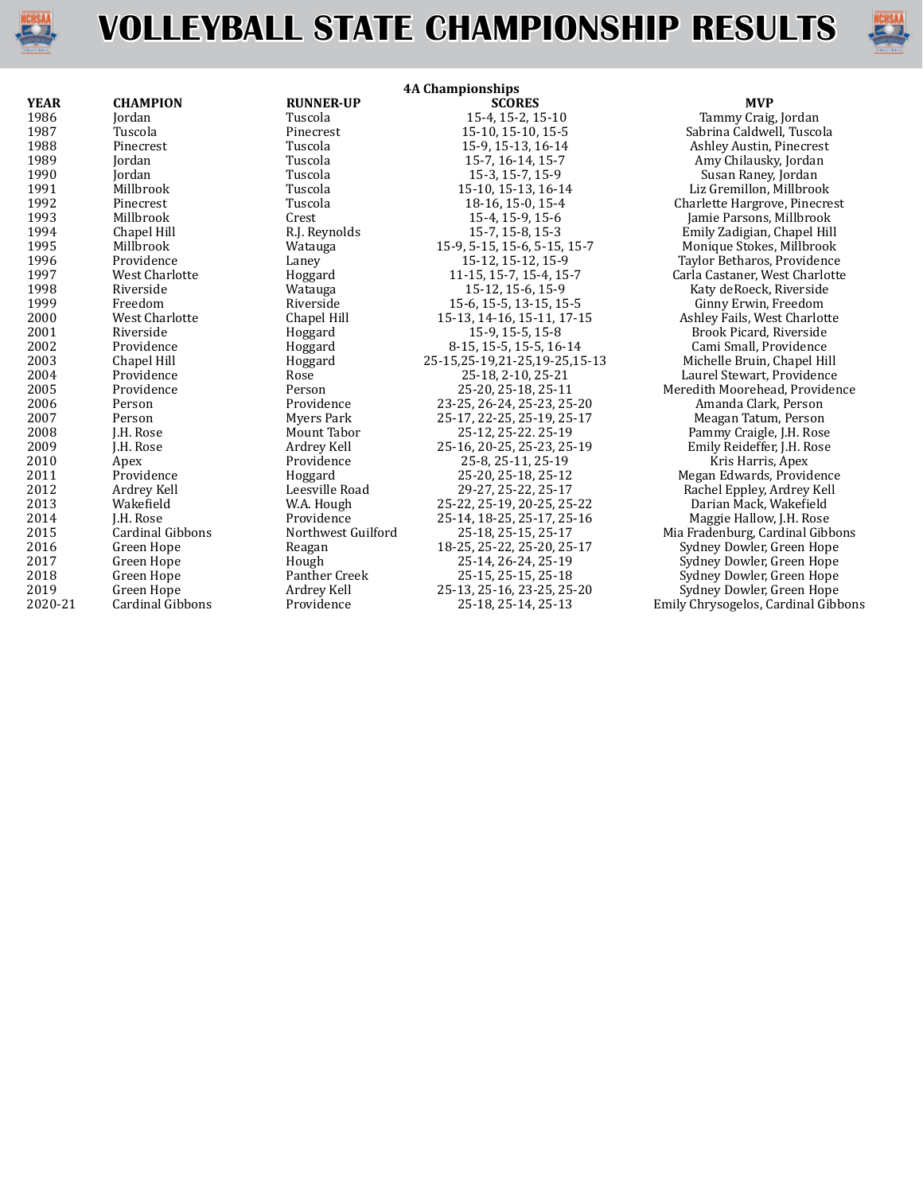# VOLLEYBALL STATE CHAMPIONSHIP RESULTS

**4A Championships**

| YEAR | CHAMPION | RUNNER-UP | SCORES | MVP |
|---|---|---|---|---|
| 1986 | Jordan | Tuscola | 15-4, 15-2, 15-10 | Tammy Craig, Jordan |
| 1987 | Tuscola | Pinecrest | 15-10, 15-10, 15-5 | Sabrina Caldwell, Tuscola |
| 1988 | Pinecrest | Tuscola | 15-9, 15-13, 16-14 | Ashley Austin, Pinecrest |
| 1989 | Jordan | Tuscola | 15-7, 16-14, 15-7 | Amy Chilausky, Jordan |
| 1990 | Jordan | Tuscola | 15-3, 15-7, 15-9 | Susan Raney, Jordan |
| 1991 | Millbrook | Tuscola | 15-10, 15-13, 16-14 | Liz Gremillon, Millbrook |
| 1992 | Pinecrest | Tuscola | 18-16, 15-0, 15-4 | Charlette Hargrove, Pinecrest |
| 1993 | Millbrook | Crest | 15-4, 15-9, 15-6 | Jamie Parsons, Millbrook |
| 1994 | Chapel Hill | R.J. Reynolds | 15-7, 15-8, 15-3 | Emily Zadigian, Chapel Hill |
| 1995 | Millbrook | Watauga | 15-9, 5-15, 15-6, 5-15, 15-7 | Monique Stokes, Millbrook |
| 1996 | Providence | Laney | 15-12, 15-12, 15-9 | Taylor Betharos, Providence |
| 1997 | West Charlotte | Hoggard | 11-15, 15-7, 15-4, 15-7 | Carla Castaner, West Charlotte |
| 1998 | Riverside | Watauga | 15-12, 15-6, 15-9 | Katy deRoeck, Riverside |
| 1999 | Freedom | Riverside | 15-6, 15-5, 13-15, 15-5 | Ginny Erwin, Freedom |
| 2000 | West Charlotte | Chapel Hill | 15-13, 14-16, 15-11, 17-15 | Ashley Fails, West Charlotte |
| 2001 | Riverside | Hoggard | 15-9, 15-5, 15-8 | Brook Picard, Riverside |
| 2002 | Providence | Hoggard | 8-15, 15-5, 15-5, 16-14 | Cami Small, Providence |
| 2003 | Chapel Hill | Hoggard | 25-15,25-19,21-25,19-25,15-13 | Michelle Bruin, Chapel Hill |
| 2004 | Providence | Rose | 25-18, 2-10, 25-21 | Laurel Stewart, Providence |
| 2005 | Providence | Person | 25-20, 25-18, 25-11 | Meredith Moorehead, Providence |
| 2006 | Person | Providence | 23-25, 26-24, 25-23, 25-20 | Amanda Clark, Person |
| 2007 | Person | Myers Park | 25-17, 22-25, 25-19, 25-17 | Meagan Tatum, Person |
| 2008 | J.H. Rose | Mount Tabor | 25-12, 25-22. 25-19 | Pammy Craigle, J.H. Rose |
| 2009 | J.H. Rose | Ardrey Kell | 25-16, 20-25, 25-23, 25-19 | Emily Reideffer, J.H. Rose |
| 2010 | Apex | Providence | 25-8, 25-11, 25-19 | Kris Harris, Apex |
| 2011 | Providence | Hoggard | 25-20, 25-18, 25-12 | Megan Edwards, Providence |
| 2012 | Ardrey Kell | Leesville Road | 29-27, 25-22, 25-17 | Rachel Eppley, Ardrey Kell |
| 2013 | Wakefield | W.A. Hough | 25-22, 25-19, 20-25, 25-22 | Darian Mack, Wakefield |
| 2014 | J.H. Rose | Providence | 25-14, 18-25, 25-17, 25-16 | Maggie Hallow, J.H. Rose |
| 2015 | Cardinal Gibbons | Northwest Guilford | 25-18, 25-15, 25-17 | Mia Fradenburg, Cardinal Gibbons |
| 2016 | Green Hope | Reagan | 18-25, 25-22, 25-20, 25-17 | Sydney Dowler, Green Hope |
| 2017 | Green Hope | Hough | 25-14, 26-24, 25-19 | Sydney Dowler, Green Hope |
| 2018 | Green Hope | Panther Creek | 25-15, 25-15, 25-18 | Sydney Dowler, Green Hope |
| 2019 | Green Hope | Ardrey Kell | 25-13, 25-16, 23-25, 25-20 | Sydney Dowler, Green Hope |
| 2020-21 | Cardinal Gibbons | Providence | 25-18, 25-14, 25-13 | Emily Chrysogelos, Cardinal Gibbons |